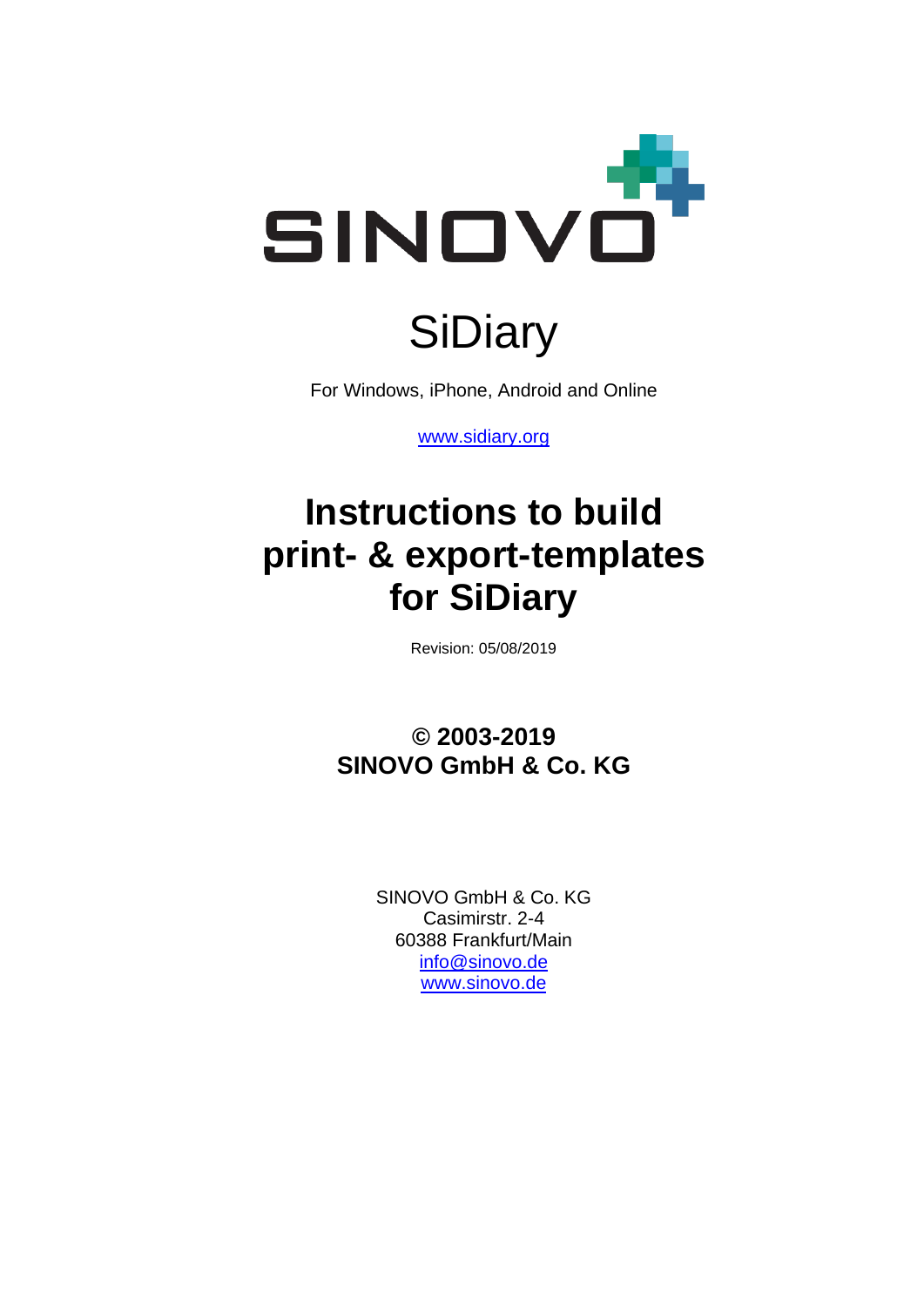SINOVO

# SiDiary

For Windows, iPhone, Android and Online

www.sidiary.org

# Instructions to build print- & export-templates for SiDiary

Revision: 05/08/2019

**© 2003-2019**
**SINOVO GmbH & Co. KG**

SINOVO GmbH & Co. KG
Casimirstr. 2-4
60388 Frankfurt/Main
info@sinovo.de
www.sinovo.de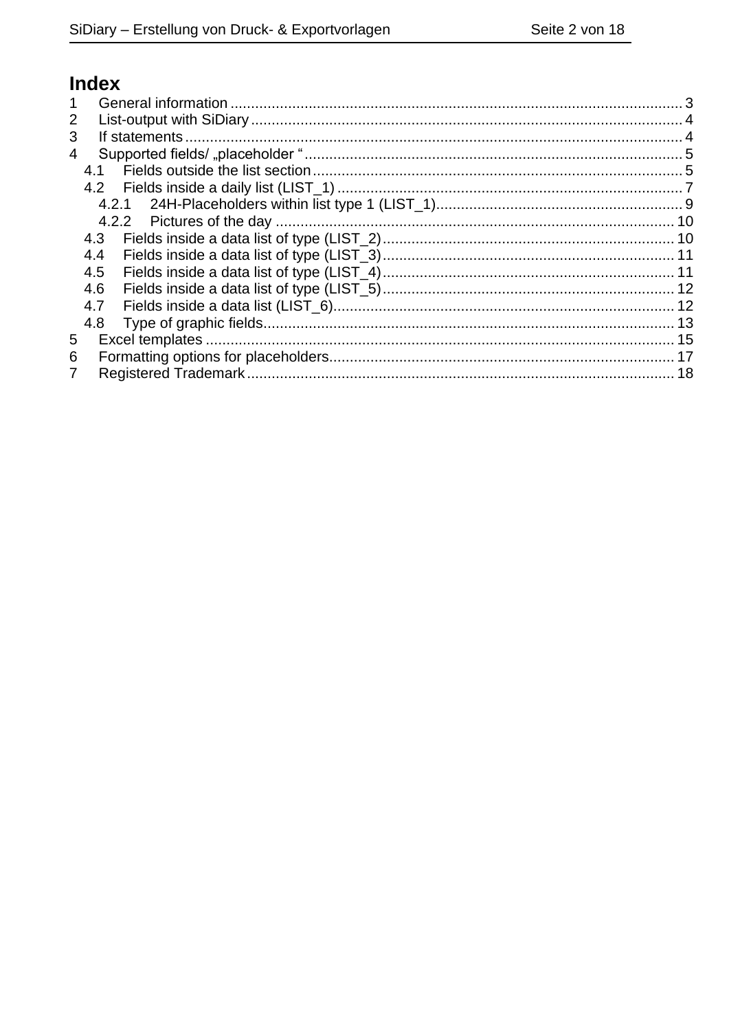# Index

1 General information ............................................................................................................. 3

2 List-output with SiDiary ........................................................................................................ 4

3 If statements ........................................................................................................................ 4

4 Supported fields/ „placeholder “ ........................................................................................... 5

- 4.1 Fields outside the list section ......................................................................................... 5
- 4.2 Fields inside a daily list (LIST_1) ................................................................................... 7
  - 4.2.1 24H-Placeholders within list type 1 (LIST_1) ........................................................... 9
  - 4.2.2 Pictures of the day ................................................................................................ 10
- 4.3 Fields inside a data list of type (LIST_2) ...................................................................... 10
- 4.4 Fields inside a data list of type (LIST_3) ...................................................................... 11
- 4.5 Fields inside a data list of type (LIST_4) ...................................................................... 11
- 4.6 Fields inside a data list of type (LIST_5) ...................................................................... 12
- 4.7 Fields inside a data list (LIST_6) .................................................................................. 12
- 4.8 Type of graphic fields ................................................................................................... 13

5 Excel templates ................................................................................................................. 15

6 Formatting options for placeholders ................................................................................... 17

7 Registered Trademark ....................................................................................................... 18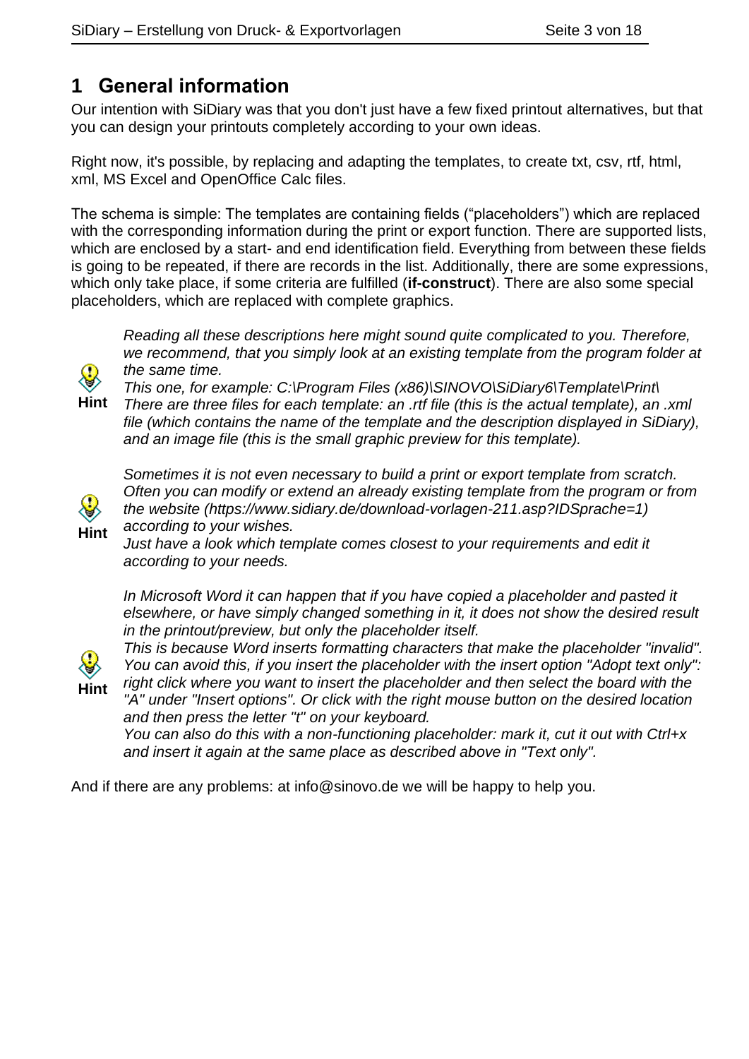# 1 General information

Our intention with SiDiary was that you don't just have a few fixed printout alternatives, but that you can design your printouts completely according to your own ideas.

Right now, it's possible, by replacing and adapting the templates, to create txt, csv, rtf, html, xml, MS Excel and OpenOffice Calc files.

The schema is simple: The templates are containing fields ("placeholders") which are replaced with the corresponding information during the print or export function. There are supported lists, which are enclosed by a start- and end identification field. Everything from between these fields is going to be repeated, if there are records in the list. Additionally, there are some expressions, which only take place, if some criteria are fulfilled (**if-construct**). There are also some special placeholders, which are replaced with complete graphics.

**Hint**

*Reading all these descriptions here might sound quite complicated to you. Therefore, we recommend, that you simply look at an existing template from the program folder at the same time.*
*This one, for example: C:\Program Files (x86)\SINOVO\SiDiary6\Template\Print\*
*There are three files for each template: an .rtf file (this is the actual template), an .xml file (which contains the name of the template and the description displayed in SiDiary), and an image file (this is the small graphic preview for this template).*

**Hint**

*Sometimes it is not even necessary to build a print or export template from scratch. Often you can modify or extend an already existing template from the program or from the website (https://www.sidiary.de/download-vorlagen-211.asp?IDSprache=1) according to your wishes.*
*Just have a look which template comes closest to your requirements and edit it according to your needs.*

**Hint**

*In Microsoft Word it can happen that if you have copied a placeholder and pasted it elsewhere, or have simply changed something in it, it does not show the desired result in the printout/preview, but only the placeholder itself.*
*This is because Word inserts formatting characters that make the placeholder "invalid". You can avoid this, if you insert the placeholder with the insert option "Adopt text only": right click where you want to insert the placeholder and then select the board with the "A" under "Insert options". Or click with the right mouse button on the desired location and then press the letter "t" on your keyboard.*
*You can also do this with a non-functioning placeholder: mark it, cut it out with Ctrl+x and insert it again at the same place as described above in "Text only".*

And if there are any problems: at info@sinovo.de we will be happy to help you.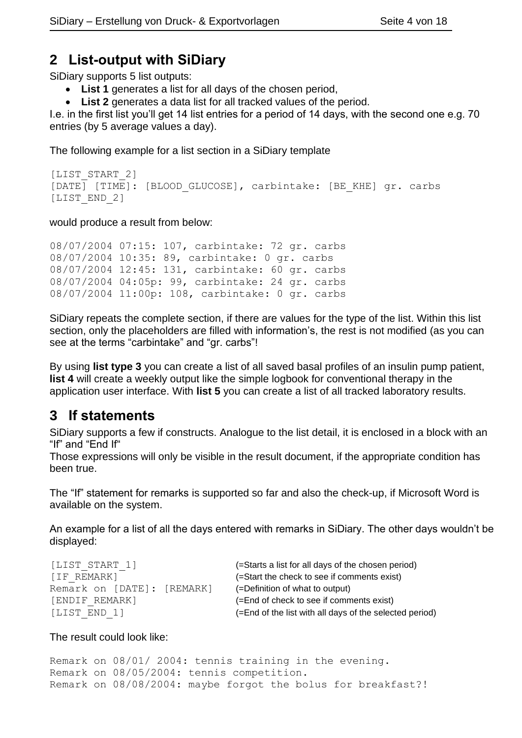## 2 List-output with SiDiary

SiDiary supports 5 list outputs:

- **List 1** generates a list for all days of the chosen period,
- **List 2** generates a data list for all tracked values of the period.

I.e. in the first list you'll get 14 list entries for a period of 14 days, with the second one e.g. 70 entries (by 5 average values a day).

The following example for a list section in a SiDiary template

```
[LIST_START_2]
[DATE] [TIME]: [BLOOD_GLUCOSE], carbintake: [BE_KHE] gr. carbs
[LIST_END_2]
```

would produce a result from below:

```
08/07/2004 07:15: 107, carbintake: 72 gr. carbs
08/07/2004 10:35: 89, carbintake: 0 gr. carbs
08/07/2004 12:45: 131, carbintake: 60 gr. carbs
08/07/2004 04:05p: 99, carbintake: 24 gr. carbs
08/07/2004 11:00p: 108, carbintake: 0 gr. carbs
```

SiDiary repeats the complete section, if there are values for the type of the list. Within this list section, only the placeholders are filled with information's, the rest is not modified (as you can see at the terms "carbintake" and "gr. carbs"!

By using **list type 3** you can create a list of all saved basal profiles of an insulin pump patient, **list 4** will create a weekly output like the simple logbook for conventional therapy in the application user interface. With **list 5** you can create a list of all tracked laboratory results.

## 3 If statements

SiDiary supports a few if constructs. Analogue to the list detail, it is enclosed in a block with an "If" and "End If"

Those expressions will only be visible in the result document, if the appropriate condition has been true.

The "If" statement for remarks is supported so far and also the check-up, if Microsoft Word is available on the system.

An example for a list of all the days entered with remarks in SiDiary. The other days wouldn't be displayed:

```
[LIST_START_1]                (=Starts a list for all days of the chosen period)
[IF_REMARK]                   (=Start the check to see if comments exist)
Remark on [DATE]: [REMARK]    (=Definition of what to output)
[ENDIF_REMARK]                (=End of check to see if comments exist)
[LIST_END_1]                  (=End of the list with all days of the selected period)
```

The result could look like:

```
Remark on 08/01/ 2004: tennis training in the evening.
Remark on 08/05/2004: tennis competition.
Remark on 08/08/2004: maybe forgot the bolus for breakfast?!
```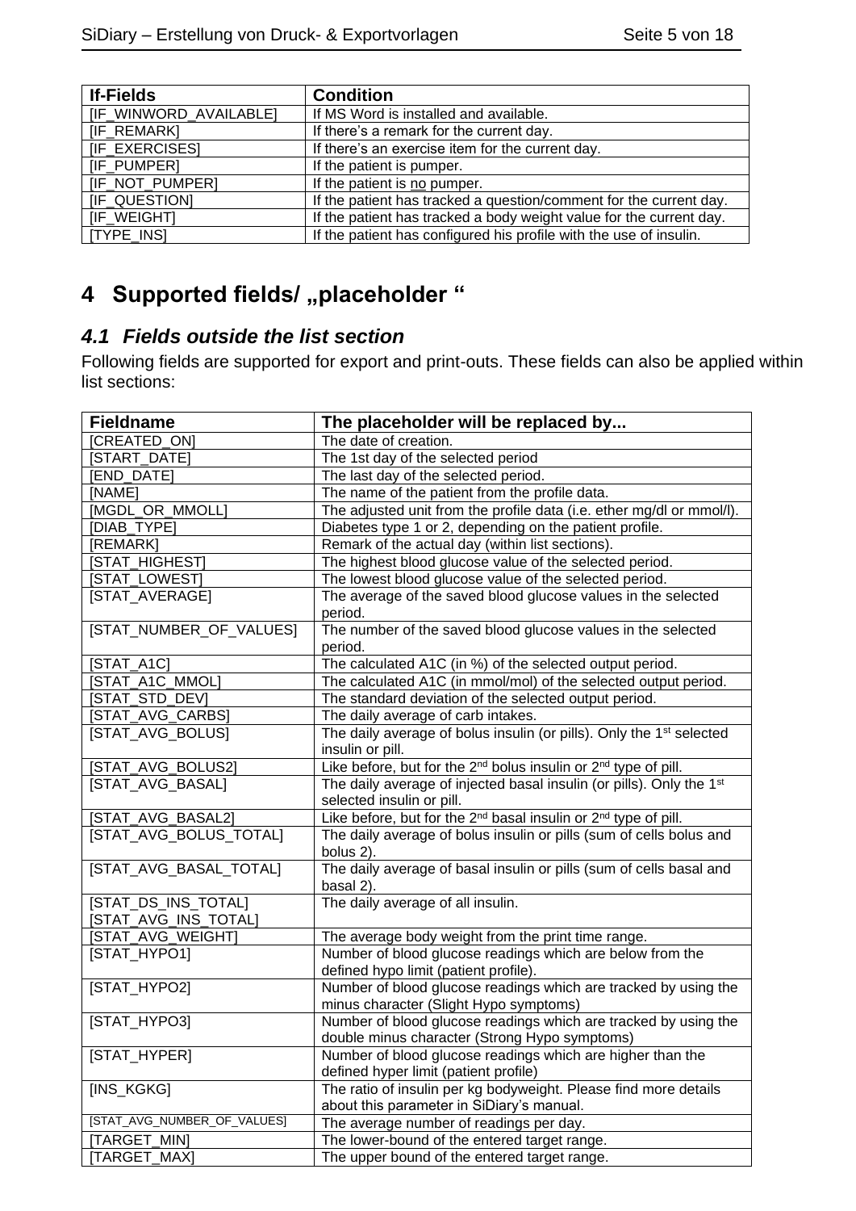| If-Fields | Condition |
|---|---|
| [IF_WINWORD_AVAILABLE] | If MS Word is installed and available. |
| [IF_REMARK] | If there's a remark for the current day. |
| [IF_EXERCISES] | If there's an exercise item for the current day. |
| [IF_PUMPER] | If the patient is pumper. |
| [IF_NOT_PUMPER] | If the patient is no pumper. |
| [IF_QUESTION] | If the patient has tracked a question/comment for the current day. |
| [IF_WEIGHT] | If the patient has tracked a body weight value for the current day. |
| [TYPE_INS] | If the patient has configured his profile with the use of insulin. |

# 4 Supported fields/ „placeholder "

## *4.1 Fields outside the list section*

Following fields are supported for export and print-outs. These fields can also be applied within list sections:

| Fieldname | The placeholder will be replaced by... |
|---|---|
| [CREATED_ON] | The date of creation. |
| [START_DATE] | The 1st day of the selected period |
| [END_DATE] | The last day of the selected period. |
| [NAME] | The name of the patient from the profile data. |
| [MGDL_OR_MMOLL] | The adjusted unit from the profile data (i.e. ether mg/dl or mmol/l). |
| [DIAB_TYPE] | Diabetes type 1 or 2, depending on the patient profile. |
| [REMARK] | Remark of the actual day (within list sections). |
| [STAT_HIGHEST] | The highest blood glucose value of the selected period. |
| [STAT_LOWEST] | The lowest blood glucose value of the selected period. |
| [STAT_AVERAGE] | The average of the saved blood glucose values in the selected period. |
| [STAT_NUMBER_OF_VALUES] | The number of the saved blood glucose values in the selected period. |
| [STAT_A1C] | The calculated A1C (in %) of the selected output period. |
| [STAT_A1C_MMOL] | The calculated A1C (in mmol/mol) of the selected output period. |
| [STAT_STD_DEV] | The standard deviation of the selected output period. |
| [STAT_AVG_CARBS] | The daily average of carb intakes. |
| [STAT_AVG_BOLUS] | The daily average of bolus insulin (or pills). Only the 1st selected insulin or pill. |
| [STAT_AVG_BOLUS2] | Like before, but for the 2nd bolus insulin or 2nd type of pill. |
| [STAT_AVG_BASAL] | The daily average of injected basal insulin (or pills). Only the 1st selected insulin or pill. |
| [STAT_AVG_BASAL2] | Like before, but for the 2nd basal insulin or 2nd type of pill. |
| [STAT_AVG_BOLUS_TOTAL] | The daily average of bolus insulin or pills (sum of cells bolus and bolus 2). |
| [STAT_AVG_BASAL_TOTAL] | The daily average of basal insulin or pills (sum of cells basal and basal 2). |
| [STAT_DS_INS_TOTAL] [STAT_AVG_INS_TOTAL] | The daily average of all insulin. |
| [STAT_AVG_WEIGHT] | The average body weight from the print time range. |
| [STAT_HYPO1] | Number of blood glucose readings which are below from the defined hypo limit (patient profile). |
| [STAT_HYPO2] | Number of blood glucose readings which are tracked by using the minus character (Slight Hypo symptoms) |
| [STAT_HYPO3] | Number of blood glucose readings which are tracked by using the double minus character (Strong Hypo symptoms) |
| [STAT_HYPER] | Number of blood glucose readings which are higher than the defined hyper limit (patient profile) |
| [INS_KGKG] | The ratio of insulin per kg bodyweight. Please find more details about this parameter in SiDiary's manual. |
| [STAT_AVG_NUMBER_OF_VALUES] | The average number of readings per day. |
| [TARGET_MIN] | The lower-bound of the entered target range. |
| [TARGET_MAX] | The upper bound of the entered target range. |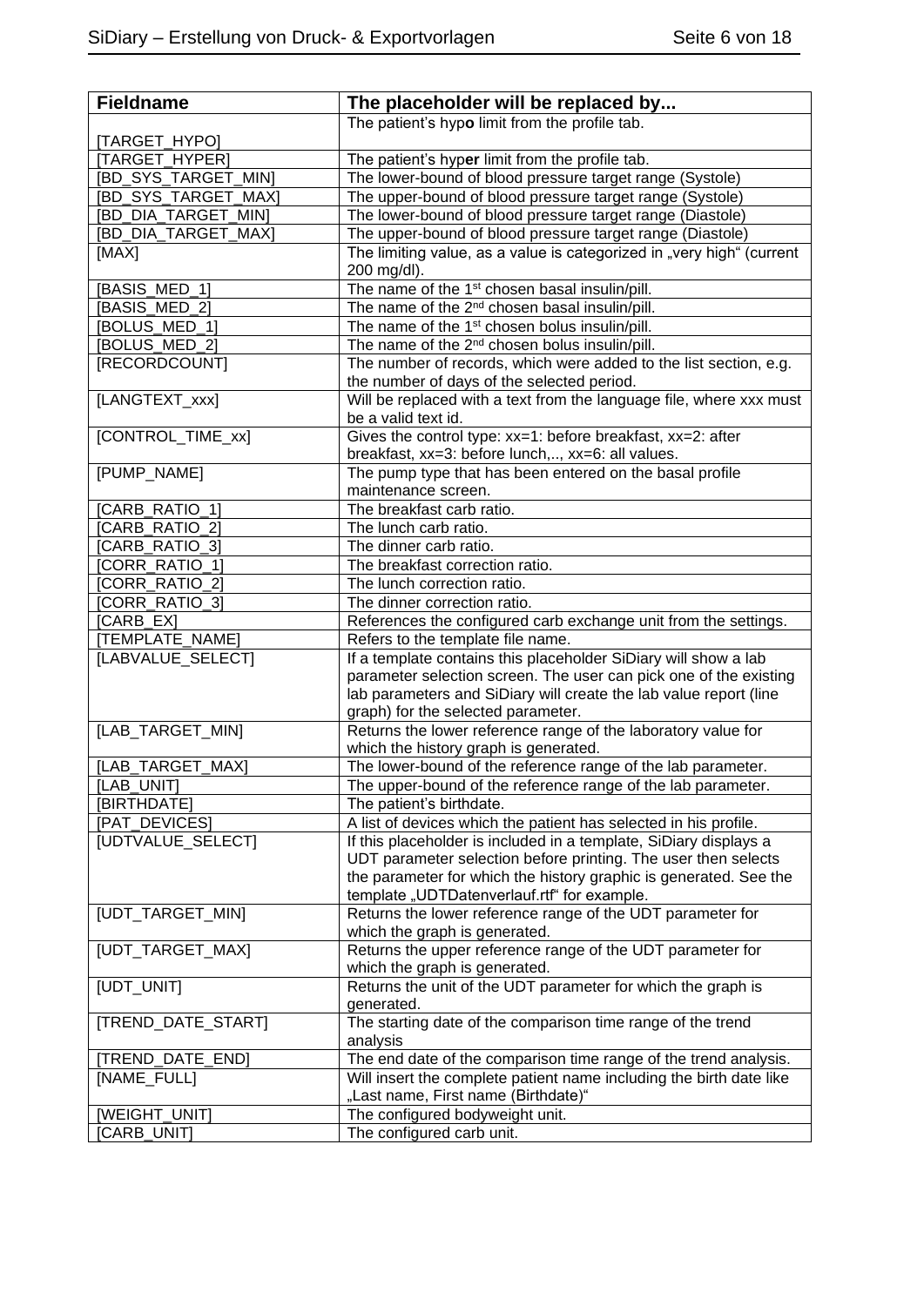| Fieldname | The placeholder will be replaced by... |
|---|---|
| [TARGET_HYPO] | The patient's hyp**o** limit from the profile tab. |
| [TARGET_HYPER] | The patient's hyp**er** limit from the profile tab. |
| [BD_SYS_TARGET_MIN] | The lower-bound of blood pressure target range (Systole) |
| [BD_SYS_TARGET_MAX] | The upper-bound of blood pressure target range (Systole) |
| [BD_DIA_TARGET_MIN] | The lower-bound of blood pressure target range (Diastole) |
| [BD_DIA_TARGET_MAX] | The upper-bound of blood pressure target range (Diastole) |
| [MAX] | The limiting value, as a value is categorized in „very high“ (current 200 mg/dl). |
| [BASIS_MED_1] | The name of the 1st chosen basal insulin/pill. |
| [BASIS_MED_2] | The name of the 2nd chosen basal insulin/pill. |
| [BOLUS_MED_1] | The name of the 1st chosen bolus insulin/pill. |
| [BOLUS_MED_2] | The name of the 2nd chosen bolus insulin/pill. |
| [RECORDCOUNT] | The number of records, which were added to the list section, e.g. the number of days of the selected period. |
| [LANGTEXT_xxx] | Will be replaced with a text from the language file, where xxx must be a valid text id. |
| [CONTROL_TIME_xx] | Gives the control type: xx=1: before breakfast, xx=2: after breakfast, xx=3: before lunch,.., xx=6: all values. |
| [PUMP_NAME] | The pump type that has been entered on the basal profile maintenance screen. |
| [CARB_RATIO_1] | The breakfast carb ratio. |
| [CARB_RATIO_2] | The lunch carb ratio. |
| [CARB_RATIO_3] | The dinner carb ratio. |
| [CORR_RATIO_1] | The breakfast correction ratio. |
| [CORR_RATIO_2] | The lunch correction ratio. |
| [CORR_RATIO_3] | The dinner correction ratio. |
| [CARB_EX] | References the configured carb exchange unit from the settings. |
| [TEMPLATE_NAME] | Refers to the template file name. |
| [LABVALUE_SELECT] | If a template contains this placeholder SiDiary will show a lab parameter selection screen. The user can pick one of the existing lab parameters and SiDiary will create the lab value report (line graph) for the selected parameter. |
| [LAB_TARGET_MIN] | Returns the lower reference range of the laboratory value for which the history graph is generated. |
| [LAB_TARGET_MAX] | The lower-bound of the reference range of the lab parameter. |
| [LAB_UNIT] | The upper-bound of the reference range of the lab parameter. |
| [BIRTHDATE] | The patient's birthdate. |
| [PAT_DEVICES] | A list of devices which the patient has selected in his profile. |
| [UDTVALUE_SELECT] | If this placeholder is included in a template, SiDiary displays a UDT parameter selection before printing. The user then selects the parameter for which the history graphic is generated. See the template „UDTDatenverlauf.rtf“ for example. |
| [UDT_TARGET_MIN] | Returns the lower reference range of the UDT parameter for which the graph is generated. |
| [UDT_TARGET_MAX] | Returns the upper reference range of the UDT parameter for which the graph is generated. |
| [UDT_UNIT] | Returns the unit of the UDT parameter for which the graph is generated. |
| [TREND_DATE_START] | The starting date of the comparison time range of the trend analysis |
| [TREND_DATE_END] | The end date of the comparison time range of the trend analysis. |
| [NAME_FULL] | Will insert the complete patient name including the birth date like „Last name, First name (Birthdate)“ |
| [WEIGHT_UNIT] | The configured bodyweight unit. |
| [CARB_UNIT] | The configured carb unit. |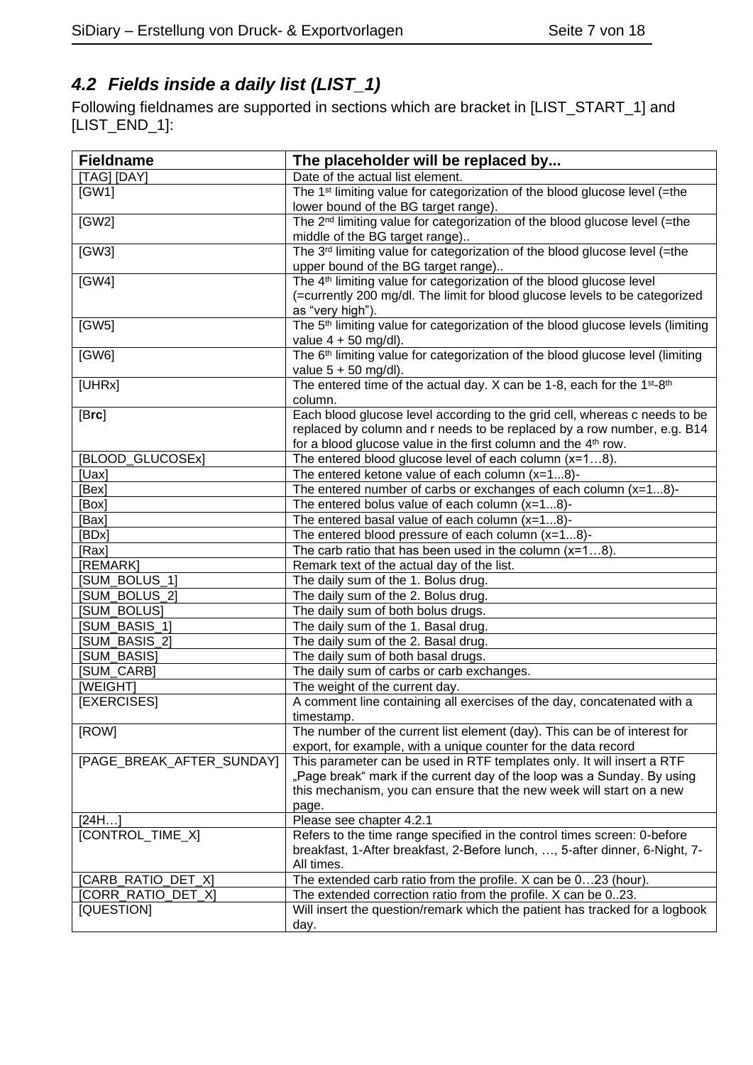## 4.2 *Fields inside a daily list (LIST_1)*

Following fieldnames are supported in sections which are bracket in [LIST_START_1] and [LIST_END_1]:

| Fieldname | The placeholder will be replaced by... |
|---|---|
| [TAG] [DAY] | Date of the actual list element. |
| [GW1] | The 1st limiting value for categorization of the blood glucose level (=the lower bound of the BG target range). |
| [GW2] | The 2nd limiting value for categorization of the blood glucose level (=the middle of the BG target range).. |
| [GW3] | The 3rd limiting value for categorization of the blood glucose level (=the upper bound of the BG target range).. |
| [GW4] | The 4th limiting value for categorization of the blood glucose level (=currently 200 mg/dl. The limit for blood glucose levels to be categorized as "very high"). |
| [GW5] | The 5th limiting value for categorization of the blood glucose levels (limiting value 4 + 50 mg/dl). |
| [GW6] | The 6th limiting value for categorization of the blood glucose level (limiting value 5 + 50 mg/dl). |
| [UHRx] | The entered time of the actual day. X can be 1-8, each for the 1st-8th column. |
| [B**rc**] | Each blood glucose level according to the grid cell, whereas c needs to be replaced by column and r needs to be replaced by a row number, e.g. B14 for a blood glucose value in the first column and the 4th row. |
| [BLOOD_GLUCOSEx] | The entered blood glucose level of each column (x=1…8). |
| [Uax] | The entered ketone value of each column (x=1...8)- |
| [Bex] | The entered number of carbs or exchanges of each column (x=1...8)- |
| [Box] | The entered bolus value of each column (x=1...8)- |
| [Bax] | The entered basal value of each column (x=1...8)- |
| [BDx] | The entered blood pressure of each column (x=1...8)- |
| [Rax] | The carb ratio that has been used in the column (x=1…8). |
| [REMARK] | Remark text of the actual day of the list. |
| [SUM_BOLUS_1] | The daily sum of the 1. Bolus drug. |
| [SUM_BOLUS_2] | The daily sum of the 2. Bolus drug. |
| [SUM_BOLUS] | The daily sum of both bolus drugs. |
| [SUM_BASIS_1] | The daily sum of the 1. Basal drug. |
| [SUM_BASIS_2] | The daily sum of the 2. Basal drug. |
| [SUM_BASIS] | The daily sum of both basal drugs. |
| [SUM_CARB] | The daily sum of carbs or carb exchanges. |
| [WEIGHT] | The weight of the current day. |
| [EXERCISES] | A comment line containing all exercises of the day, concatenated with a timestamp. |
| [ROW] | The number of the current list element (day). This can be of interest for export, for example, with a unique counter for the data record |
| [PAGE_BREAK_AFTER_SUNDAY] | This parameter can be used in RTF templates only. It will insert a RTF „Page break" mark if the current day of the loop was a Sunday. By using this mechanism, you can ensure that the new week will start on a new page. |
| [24H…] | Please see chapter 4.2.1 |
| [CONTROL_TIME_X] | Refers to the time range specified in the control times screen: 0-before breakfast, 1-After breakfast, 2-Before lunch, …, 5-after dinner, 6-Night, 7-All times. |
| [CARB_RATIO_DET_X] | The extended carb ratio from the profile. X can be 0…23 (hour). |
| [CORR_RATIO_DET_X] | The extended correction ratio from the profile. X can be 0..23. |
| [QUESTION] | Will insert the question/remark which the patient has tracked for a logbook day. |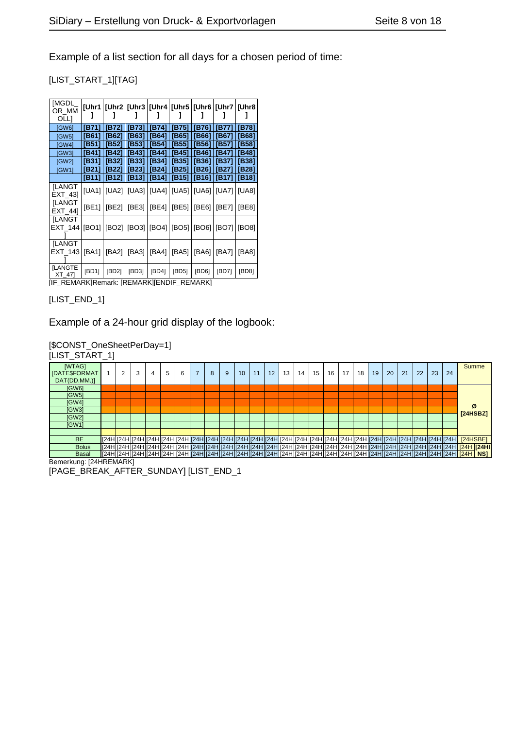Example of a list section for all days for a chosen period of time:

[LIST_START_1][TAG]

| [MGDL_OR_MMOLL] | [Uhr1] | [Uhr2] | [Uhr3] | [Uhr4] | [Uhr5] | [Uhr6] | [Uhr7] | [Uhr8] |
|---|---|---|---|---|---|---|---|---|
| [GW6] | **[B71]** | **[B72]** | **[B73]** | **[B74]** | **[B75]** | **[B76]** | **[B77]** | **[B78]** |
| [GW5] | **[B61]** | **[B62]** | **[B63]** | **[B64]** | **[B65]** | **[B66]** | **[B67]** | **[B68]** |
| [GW4] | **[B51]** | **[B52]** | **[B53]** | **[B54]** | **[B55]** | **[B56]** | **[B57]** | **[B58]** |
| [GW3] | **[B41]** | **[B42]** | **[B43]** | **[B44]** | **[B45]** | **[B46]** | **[B47]** | **[B48]** |
| [GW2] | **[B31]** | **[B32]** | **[B33]** | **[B34]** | **[B35]** | **[B36]** | **[B37]** | **[B38]** |
| [GW1] | **[B21]** | **[B22]** | **[B23]** | **[B24]** | **[B25]** | **[B26]** | **[B27]** | **[B28]** |
| | **[B11]** | **[B12]** | **[B13]** | **[B14]** | **[B15]** | **[B16]** | **[B17]** | **[B18]** |
| [LANGTEXT_43] | [UA1] | [UA2] | [UA3] | [UA4] | [UA5] | [UA6] | [UA7] | [UA8] |
| [LANGTEXT_44] | [BE1] | [BE2] | [BE3] | [BE4] | [BE5] | [BE6] | [BE7] | [BE8] |
| [LANGTEXT_144] | [BO1] | [BO2] | [BO3] | [BO4] | [BO5] | [BO6] | [BO7] | [BO8] |
| [LANGTEXT_143] | [BA1] | [BA2] | [BA3] | [BA4] | [BA5] | [BA6] | [BA7] | [BA8] |
| [LANGTEXT_47] | [BD1] | [BD2] | [BD3] | [BD4] | [BD5] | [BD6] | [BD7] | [BD8] |

[IF_REMARK]Remark: [REMARK][ENDIF_REMARK]

[LIST_END_1]

Example of a 24-hour grid display of the logbook:

[$CONST_OneSheetPerDay=1]
[LIST_START_1]

| [WTAG] [DATE$FORMATDAT(DD.MM.)] | | 1 | 2 | 3 | 4 | 5 | 6 | 7 | 8 | 9 | 10 | 11 | 12 | 13 | 14 | 15 | 16 | 17 | 18 | 19 | 20 | 21 | 22 | 23 | 24 | Summe | |
|---|---|---|---|---|---|---|---|---|---|---|---|---|---|---|---|---|---|---|---|---|---|---|---|---|---|---|---|
| [GW6] | | | | | | | | | | | | | | | | | | | | | | | | | | Ø [24HSBZ] | |
| [GW5] | | | | | | | | | | | | | | | | | | | | | | | | | | | |
| [GW4] | | | | | | | | | | | | | | | | | | | | | | | | | | | |
| [GW3] | | | | | | | | | | | | | | | | | | | | | | | | | | | |
| [GW2] | | | | | | | | | | | | | | | | | | | | | | | | | | | |
| [GW1] | | | | | | | | | | | | | | | | | | | | | | | | | | | |
| | | | | | | | | | | | | | | | | | | | | | | | | | | | |
| | BE | [24H | [24H | [24H | [24H | [24H | [24H | [24H | [24H | [24H | [24H | [24H | [24H | [24H | [24H | [24H | [24H | [24H | [24H | [24H | [24H | [24H | [24H | [24H | [24H | [24HSBE] | |
| | Bolus | [24H | [24H | [24H | [24H | [24H | [24H | [24H | [24H | [24H | [24H | [24H | [24H | [24H | [24H | [24H | [24H | [24H | [24H | [24H | [24H | [24H | [24H | [24H | [24H | [24H | **[24HINS]** |
| | Basal | [24H | [24H | [24H | [24H | [24H | [24H | [24H | [24H | [24H | [24H | [24H | [24H | [24H | [24H | [24H | [24H | [24H | [24H | [24H | [24H | [24H | [24H | [24H | [24H | [24H | |

Bemerkung: [24HREMARK]

[PAGE_BREAK_AFTER_SUNDAY] [LIST_END_1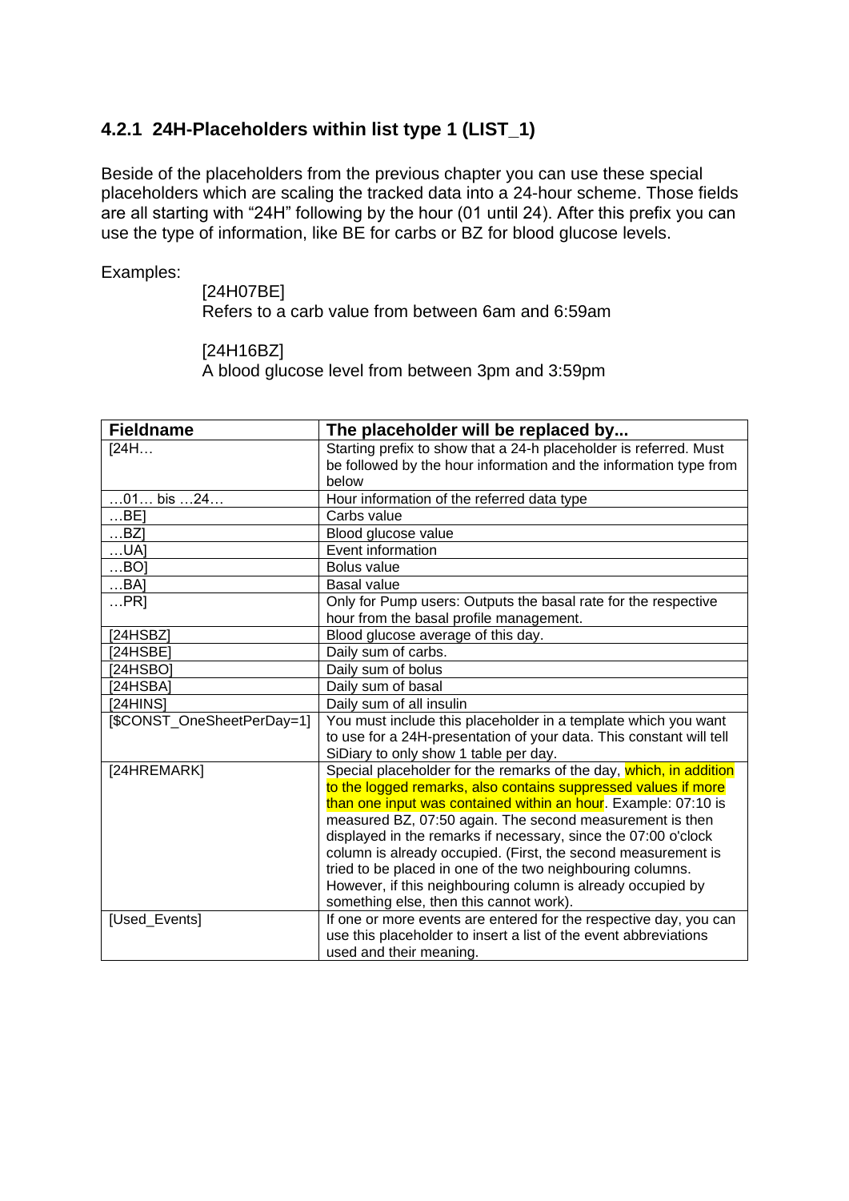### 4.2.1 24H-Placeholders within list type 1 (LIST_1)

Beside of the placeholders from the previous chapter you can use these special placeholders which are scaling the tracked data into a 24-hour scheme. Those fields are all starting with “24H” following by the hour (01 until 24). After this prefix you can use the type of information, like BE for carbs or BZ for blood glucose levels.

Examples:

[24H07BE]
Refers to a carb value from between 6am and 6:59am

[24H16BZ]
A blood glucose level from between 3pm and 3:59pm

| Fieldname | The placeholder will be replaced by... |
|---|---|
| [24H… | Starting prefix to show that a 24-h placeholder is referred. Must be followed by the hour information and the information type from below |
| …01… bis …24… | Hour information of the referred data type |
| …BE] | Carbs value |
| …BZ] | Blood glucose value |
| …UA] | Event information |
| …BO] | Bolus value |
| …BA] | Basal value |
| …PR] | Only for Pump users: Outputs the basal rate for the respective hour from the basal profile management. |
| [24HSBZ] | Blood glucose average of this day. |
| [24HSBE] | Daily sum of carbs. |
| [24HSBO] | Daily sum of bolus |
| [24HSBA] | Daily sum of basal |
| [24HINS] | Daily sum of all insulin |
| [$CONST_OneSheetPerDay=1] | You must include this placeholder in a template which you want to use for a 24H-presentation of your data. This constant will tell SiDiary to only show 1 table per day. |
| [24HREMARK] | Special placeholder for the remarks of the day, which, in addition to the logged remarks, also contains suppressed values if more than one input was contained within an hour. Example: 07:10 is measured BZ, 07:50 again. The second measurement is then displayed in the remarks if necessary, since the 07:00 o'clock column is already occupied. (First, the second measurement is tried to be placed in one of the two neighbouring columns. However, if this neighbouring column is already occupied by something else, then this cannot work). |
| [Used_Events] | If one or more events are entered for the respective day, you can use this placeholder to insert a list of the event abbreviations used and their meaning. |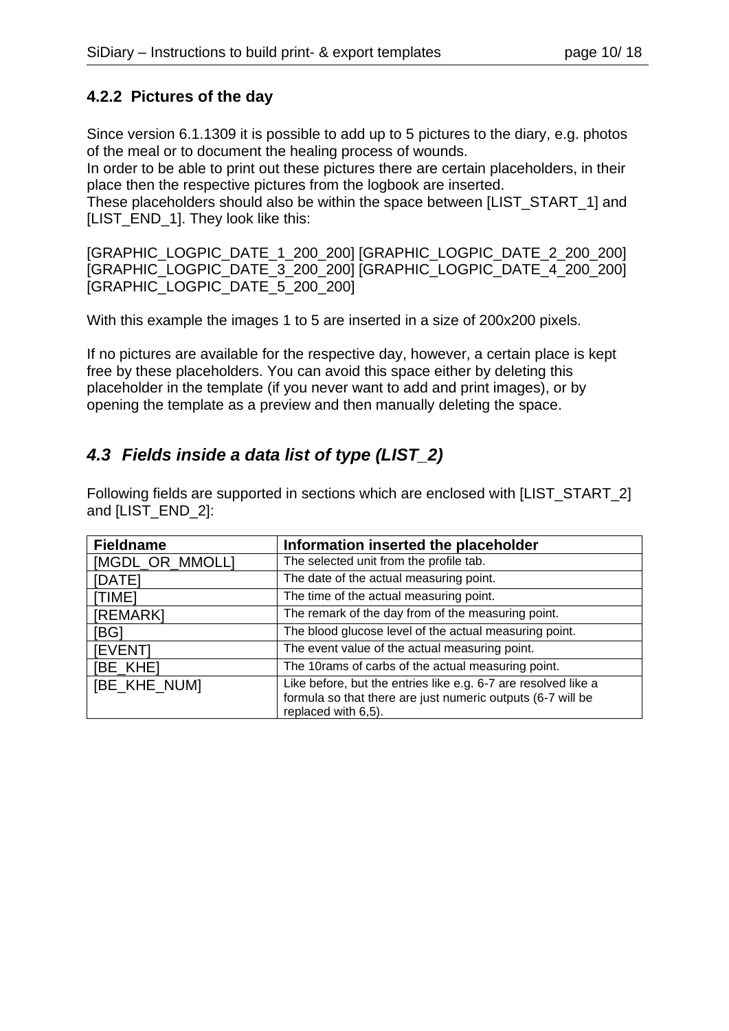### 4.2.2 Pictures of the day

Since version 6.1.1309 it is possible to add up to 5 pictures to the diary, e.g. photos of the meal or to document the healing process of wounds.
In order to be able to print out these pictures there are certain placeholders, in their place then the respective pictures from the logbook are inserted.
These placeholders should also be within the space between [LIST_START_1] and [LIST_END_1]. They look like this:

[GRAPHIC_LOGPIC_DATE_1_200_200] [GRAPHIC_LOGPIC_DATE_2_200_200] [GRAPHIC_LOGPIC_DATE_3_200_200] [GRAPHIC_LOGPIC_DATE_4_200_200] [GRAPHIC_LOGPIC_DATE_5_200_200]

With this example the images 1 to 5 are inserted in a size of 200x200 pixels.

If no pictures are available for the respective day, however, a certain place is kept free by these placeholders. You can avoid this space either by deleting this placeholder in the template (if you never want to add and print images), or by opening the template as a preview and then manually deleting the space.

## *4.3 Fields inside a data list of type (LIST_2)*

Following fields are supported in sections which are enclosed with [LIST_START_2] and [LIST_END_2]:

| **Fieldname** | **Information inserted the placeholder** |
|---|---|
| [MGDL_OR_MMOLL] | The selected unit from the profile tab. |
| [DATE] | The date of the actual measuring point. |
| [TIME] | The time of the actual measuring point. |
| [REMARK] | The remark of the day from of the measuring point. |
| [BG] | The blood glucose level of the actual measuring point. |
| [EVENT] | The event value of the actual measuring point. |
| [BE_KHE] | The 10rams of carbs of the actual measuring point. |
| [BE_KHE_NUM] | Like before, but the entries like e.g. 6-7 are resolved like a formula so that there are just numeric outputs (6-7 will be replaced with 6,5). |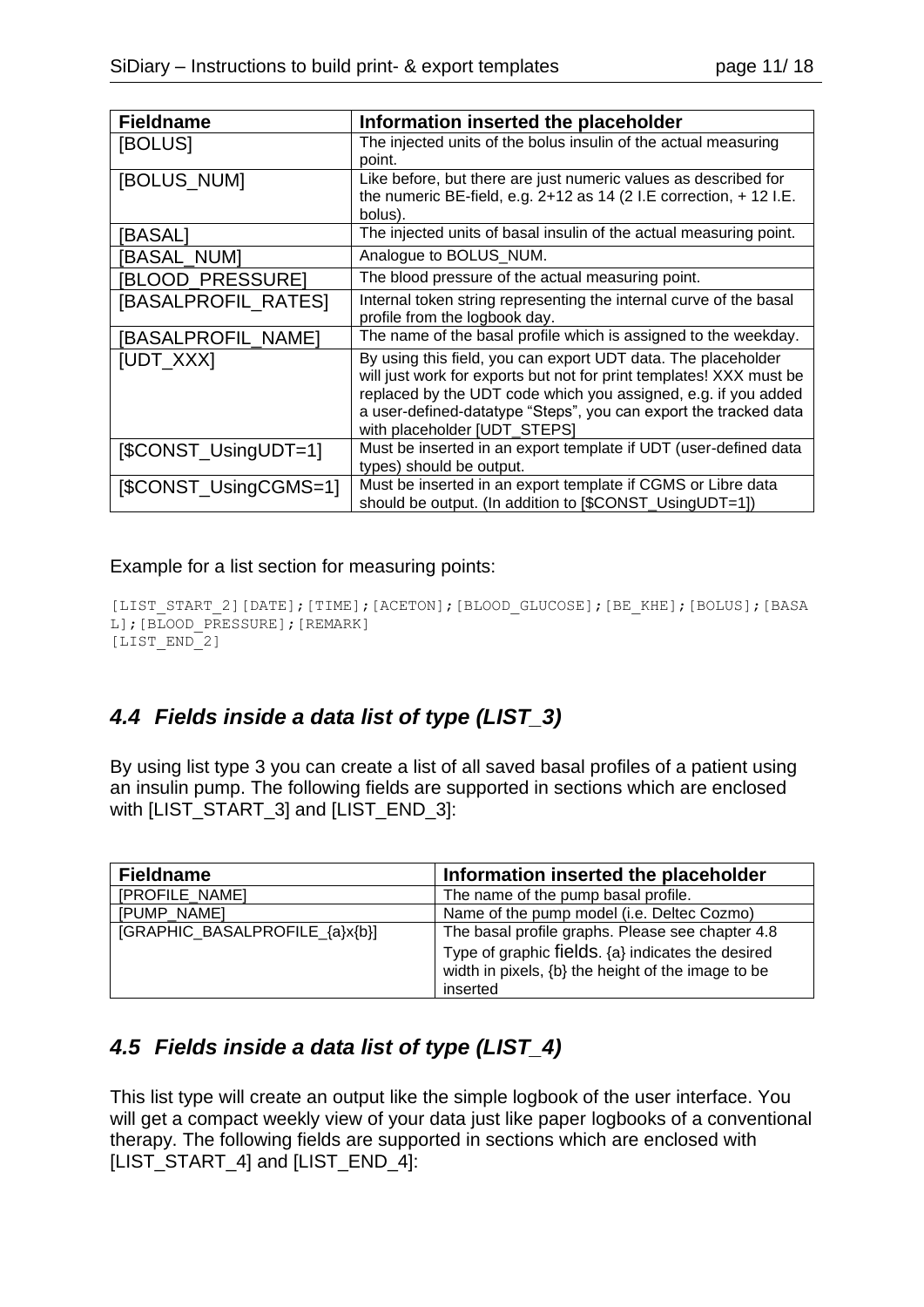| Fieldname | Information inserted the placeholder |
|---|---|
| [BOLUS] | The injected units of the bolus insulin of the actual measuring point. |
| [BOLUS_NUM] | Like before, but there are just numeric values as described for the numeric BE-field, e.g. 2+12 as 14 (2 I.E correction, + 12 I.E. bolus). |
| [BASAL] | The injected units of basal insulin of the actual measuring point. |
| [BASAL_NUM] | Analogue to BOLUS_NUM. |
| [BLOOD_PRESSURE] | The blood pressure of the actual measuring point. |
| [BASALPROFIL_RATES] | Internal token string representing the internal curve of the basal profile from the logbook day. |
| [BASALPROFIL_NAME] | The name of the basal profile which is assigned to the weekday. |
| [UDT_XXX] | By using this field, you can export UDT data. The placeholder will just work for exports but not for print templates! XXX must be replaced by the UDT code which you assigned, e.g. if you added a user-defined-datatype "Steps", you can export the tracked data with placeholder [UDT_STEPS] |
| [$CONST_UsingUDT=1] | Must be inserted in an export template if UDT (user-defined data types) should be output. |
| [$CONST_UsingCGMS=1] | Must be inserted in an export template if CGMS or Libre data should be output. (In addition to [$CONST_UsingUDT=1]) |

Example for a list section for measuring points:

```
[LIST_START_2][DATE];[TIME];[ACETON];[BLOOD_GLUCOSE];[BE_KHE];[BOLUS];[BASAL];[BLOOD_PRESSURE];[REMARK]
[LIST_END_2]
```

## 4.4 *Fields inside a data list of type (LIST_3)*

By using list type 3 you can create a list of all saved basal profiles of a patient using an insulin pump. The following fields are supported in sections which are enclosed with [LIST_START_3] and [LIST_END_3]:

| Fieldname | Information inserted the placeholder |
|---|---|
| [PROFILE_NAME] | The name of the pump basal profile. |
| [PUMP_NAME] | Name of the pump model (i.e. Deltec Cozmo) |
| [GRAPHIC_BASALPROFILE_{a}x{b}] | The basal profile graphs. Please see chapter 4.8 Type of graphic fields. {a} indicates the desired width in pixels, {b} the height of the image to be inserted |

## 4.5 *Fields inside a data list of type (LIST_4)*

This list type will create an output like the simple logbook of the user interface. You will get a compact weekly view of your data just like paper logbooks of a conventional therapy. The following fields are supported in sections which are enclosed with [LIST_START_4] and [LIST_END_4]: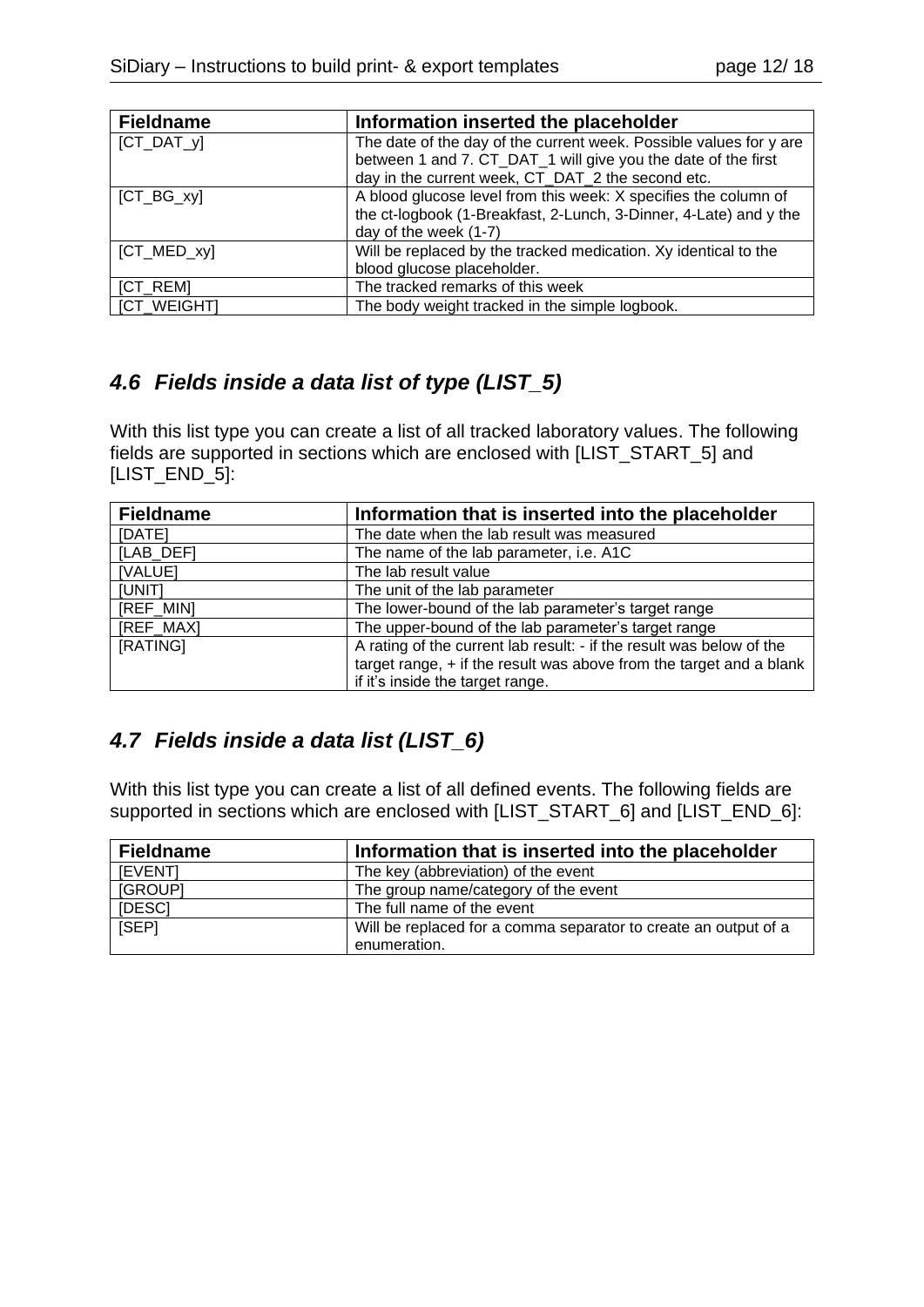| Fieldname | Information inserted the placeholder |
| --- | --- |
| [CT_DAT_y] | The date of the day of the current week. Possible values for y are between 1 and 7. CT_DAT_1 will give you the date of the first day in the current week, CT_DAT_2 the second etc. |
| [CT_BG_xy] | A blood glucose level from this week: X specifies the column of the ct-logbook (1-Breakfast, 2-Lunch, 3-Dinner, 4-Late) and y the day of the week (1-7) |
| [CT_MED_xy] | Will be replaced by the tracked medication. Xy identical to the blood glucose placeholder. |
| [CT_REM] | The tracked remarks of this week |
| [CT_WEIGHT] | The body weight tracked in the simple logbook. |

## *4.6 Fields inside a data list of type (LIST_5)*

With this list type you can create a list of all tracked laboratory values. The following fields are supported in sections which are enclosed with [LIST_START_5] and [LIST_END_5]:

| Fieldname | Information that is inserted into the placeholder |
| --- | --- |
| [DATE] | The date when the lab result was measured |
| [LAB_DEF] | The name of the lab parameter, i.e. A1C |
| [VALUE] | The lab result value |
| [UNIT] | The unit of the lab parameter |
| [REF_MIN] | The lower-bound of the lab parameter's target range |
| [REF_MAX] | The upper-bound of the lab parameter's target range |
| [RATING] | A rating of the current lab result: - if the result was below of the target range, + if the result was above from the target and a blank if it's inside the target range. |

## *4.7 Fields inside a data list (LIST_6)*

With this list type you can create a list of all defined events. The following fields are supported in sections which are enclosed with [LIST_START_6] and [LIST_END_6]:

| Fieldname | Information that is inserted into the placeholder |
| --- | --- |
| [EVENT] | The key (abbreviation) of the event |
| [GROUP] | The group name/category of the event |
| [DESC] | The full name of the event |
| [SEP] | Will be replaced for a comma separator to create an output of a enumeration. |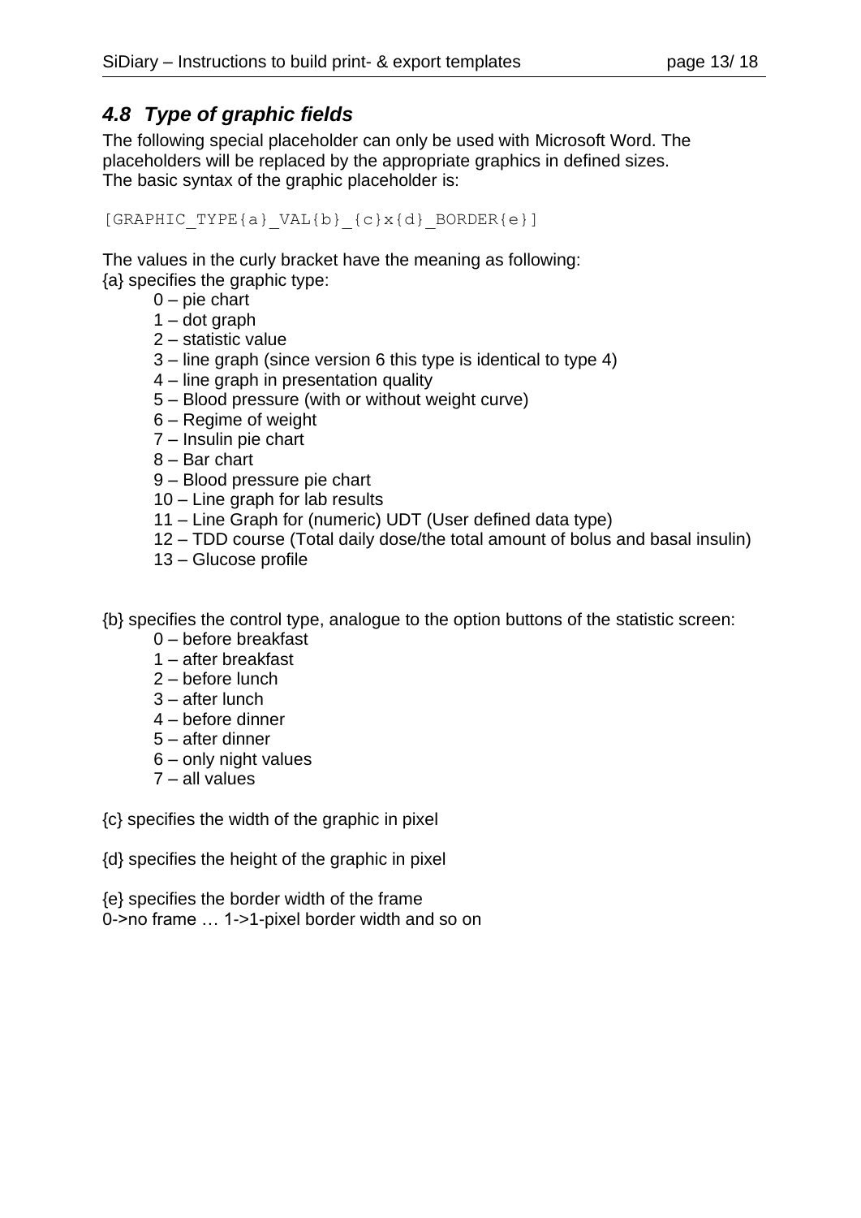### *4.8 Type of graphic fields*

The following special placeholder can only be used with Microsoft Word. The placeholders will be replaced by the appropriate graphics in defined sizes.
The basic syntax of the graphic placeholder is:

```
[GRAPHIC_TYPE{a}_VAL{b}_{c}x{d}_BORDER{e}]
```

The values in the curly bracket have the meaning as following:
{a} specifies the graphic type:

- 0 – pie chart
- 1 – dot graph
- 2 – statistic value
- 3 – line graph (since version 6 this type is identical to type 4)
- 4 – line graph in presentation quality
- 5 – Blood pressure (with or without weight curve)
- 6 – Regime of weight
- 7 – Insulin pie chart
- 8 – Bar chart
- 9 – Blood pressure pie chart
- 10 – Line graph for lab results
- 11 – Line Graph for (numeric) UDT (User defined data type)
- 12 – TDD course (Total daily dose/the total amount of bolus and basal insulin)
- 13 – Glucose profile

{b} specifies the control type, analogue to the option buttons of the statistic screen:

- 0 – before breakfast
- 1 – after breakfast
- 2 – before lunch
- 3 – after lunch
- 4 – before dinner
- 5 – after dinner
- 6 – only night values
- 7 – all values

{c} specifies the width of the graphic in pixel

{d} specifies the height of the graphic in pixel

{e} specifies the border width of the frame
0->no frame … 1->1-pixel border width and so on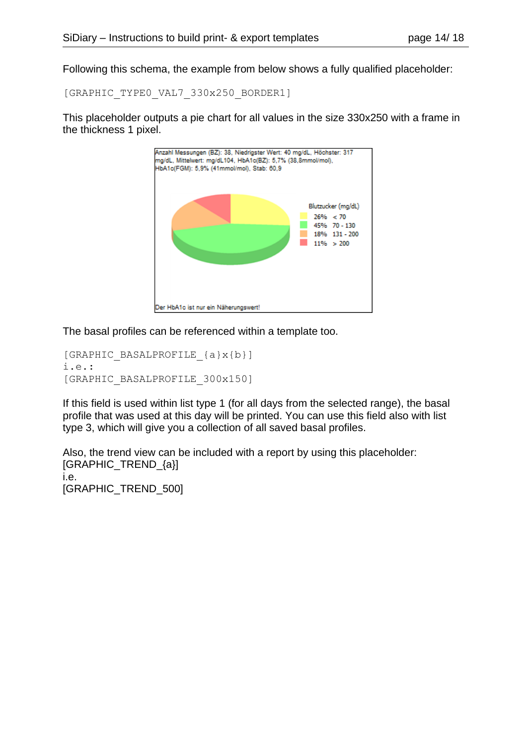Following this schema, the example from below shows a fully qualified placeholder:

```
[GRAPHIC_TYPE0_VAL7_330x250_BORDER1]
```

This placeholder outputs a pie chart for all values in the size 330x250 with a frame in the thickness 1 pixel.

The basal profiles can be referenced within a template too.

```
[GRAPHIC_BASALPROFILE_{a}x{b}]
i.e.:
[GRAPHIC_BASALPROFILE_300x150]
```

If this field is used within list type 1 (for all days from the selected range), the basal profile that was used at this day will be printed. You can use this field also with list type 3, which will give you a collection of all saved basal profiles.

Also, the trend view can be included with a report by using this placeholder:
[GRAPHIC_TREND_{a}]
i.e.
[GRAPHIC_TREND_500]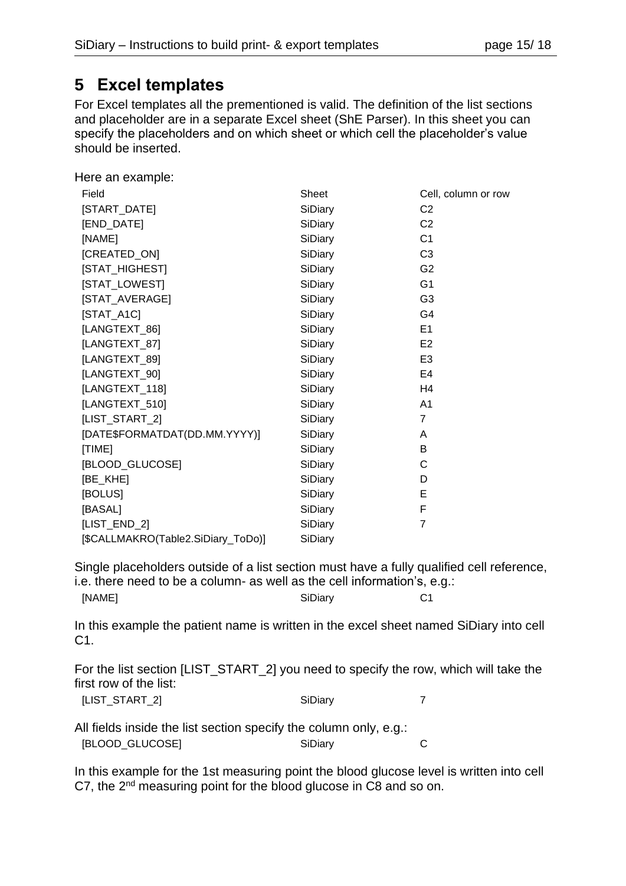# 5 Excel templates

For Excel templates all the prementioned is valid. The definition of the list sections and placeholder are in a separate Excel sheet (ShE Parser). In this sheet you can specify the placeholders and on which sheet or which cell the placeholder's value should be inserted.

Here an example:

| Field | Sheet | Cell, column or row |
|---|---|---|
| [START_DATE] | SiDiary | C2 |
| [END_DATE] | SiDiary | C2 |
| [NAME] | SiDiary | C1 |
| [CREATED_ON] | SiDiary | C3 |
| [STAT_HIGHEST] | SiDiary | G2 |
| [STAT_LOWEST] | SiDiary | G1 |
| [STAT_AVERAGE] | SiDiary | G3 |
| [STAT_A1C] | SiDiary | G4 |
| [LANGTEXT_86] | SiDiary | E1 |
| [LANGTEXT_87] | SiDiary | E2 |
| [LANGTEXT_89] | SiDiary | E3 |
| [LANGTEXT_90] | SiDiary | E4 |
| [LANGTEXT_118] | SiDiary | H4 |
| [LANGTEXT_510] | SiDiary | A1 |
| [LIST_START_2] | SiDiary | 7 |
| [DATE$FORMATDAT(DD.MM.YYYY)] | SiDiary | A |
| [TIME] | SiDiary | B |
| [BLOOD_GLUCOSE] | SiDiary | C |
| [BE_KHE] | SiDiary | D |
| [BOLUS] | SiDiary | E |
| [BASAL] | SiDiary | F |
| [LIST_END_2] | SiDiary | 7 |
| [$CALLMAKRO(Table2.SiDiary_ToDo)] | SiDiary | |

Single placeholders outside of a list section must have a fully qualified cell reference, i.e. there need to be a column- as well as the cell information's, e.g.:

| | | |
|---|---|---|
| [NAME] | SiDiary | C1 |

In this example the patient name is written in the excel sheet named SiDiary into cell C1.

For the list section [LIST_START_2] you need to specify the row, which will take the first row of the list:

| | | |
|---|---|---|
| [LIST_START_2] | SiDiary | 7 |

All fields inside the list section specify the column only, e.g.:

| | | |
|---|---|---|
| [BLOOD_GLUCOSE] | SiDiary | C |

In this example for the 1st measuring point the blood glucose level is written into cell C7, the 2nd measuring point for the blood glucose in C8 and so on.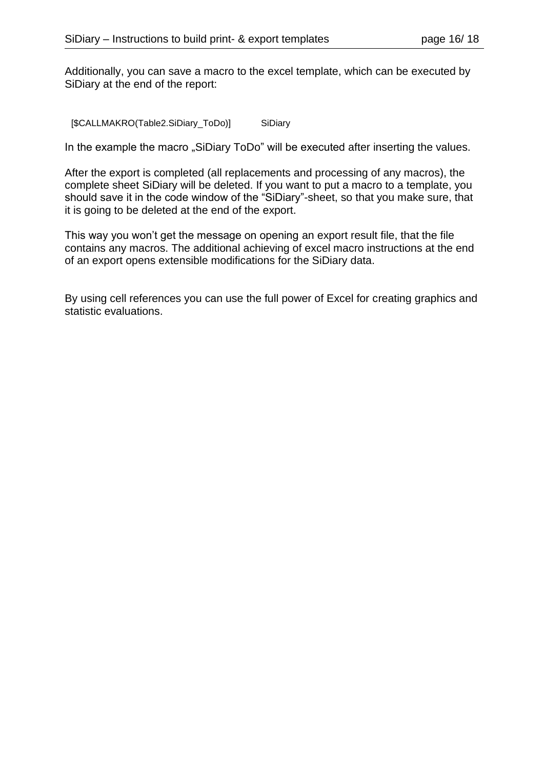Additionally, you can save a macro to the excel template, which can be executed by SiDiary at the end of the report:

| [$CALLMAKRO(Table2.SiDiary_ToDo)] | SiDiary |
|---|---|

In the example the macro „SiDiary ToDo" will be executed after inserting the values.

After the export is completed (all replacements and processing of any macros), the complete sheet SiDiary will be deleted. If you want to put a macro to a template, you should save it in the code window of the "SiDiary"-sheet, so that you make sure, that it is going to be deleted at the end of the export.

This way you won't get the message on opening an export result file, that the file contains any macros. The additional achieving of excel macro instructions at the end of an export opens extensible modifications for the SiDiary data.

By using cell references you can use the full power of Excel for creating graphics and statistic evaluations.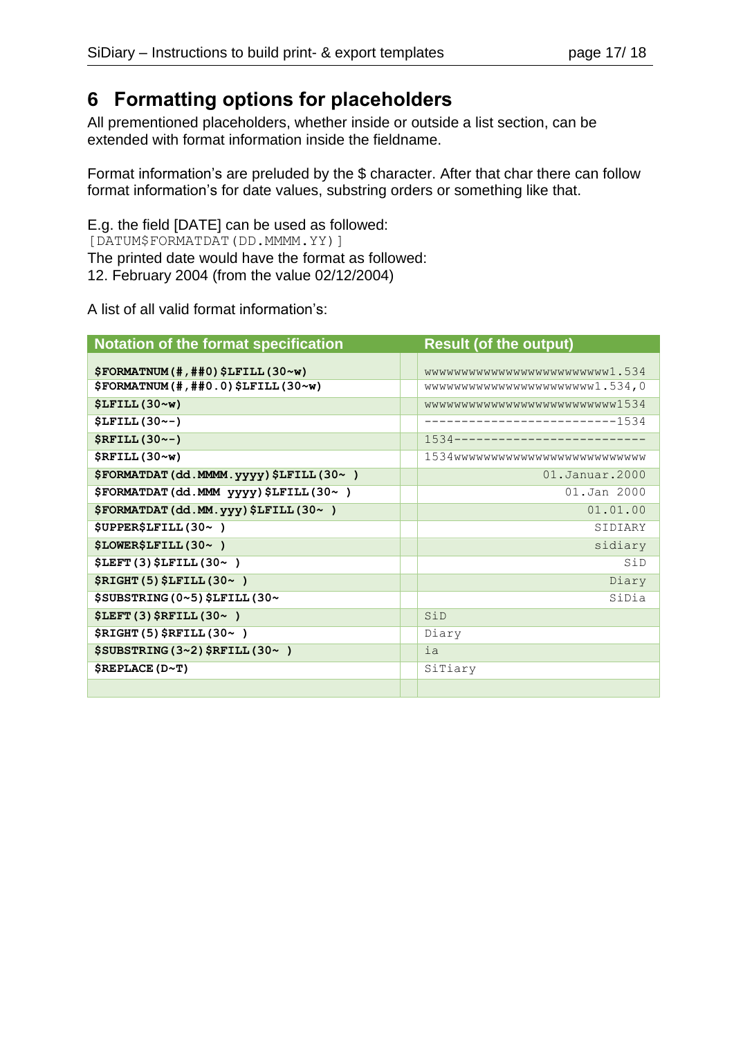# 6 Formatting options for placeholders

All prementioned placeholders, whether inside or outside a list section, can be extended with format information inside the fieldname.

Format information's are preluded by the $ character. After that char there can follow format information's for date values, substring orders or something like that.

E.g. the field [DATE] can be used as followed:
`[DATUM$FORMATDAT(DD.MMMM.YY)]`
The printed date would have the format as followed:
12. February 2004 (from the value 02/12/2004)

A list of all valid format information's:

| Notation of the format specification | | Result (of the output) |
|---|---|---|
| | | |
| **$FORMATNUM(#,##0)$LFILL(30~w)** | | wwwwwwwwwwwwwwwwwwwwwwwwww1.534 |
| **$FORMATNUM(#,##0.0)$LFILL(30~w)** | | wwwwwwwwwwwwwwwwwwwwwwww1.534,0 |
| **$LFILL(30~w)** | | wwwwwwwwwwwwwwwwwwwwwwwwwww1534 |
| **$LFILL(30~-)** | | --------------------------1534 |
| **$RFILL(30~-)** | | 1534-------------------------- |
| **$RFILL(30~w)** | | 1534wwwwwwwwwwwwwwwwwwwwwwwwwww |
| **$FORMATDAT(dd.MMMM.yyyy)$LFILL(30~ )** | | 01.Januar.2000 |
| **$FORMATDAT(dd.MMM yyyy)$LFILL(30~ )** | | 01.Jan 2000 |
| **$FORMATDAT(dd.MM.yyy)$LFILL(30~ )** | | 01.01.00 |
| **$UPPER$LFILL(30~ )** | | SIDIARY |
| **$LOWER$LFILL(30~ )** | | sidiary |
| **$LEFT(3)$LFILL(30~ )** | | SiD |
| **$RIGHT(5)$LFILL(30~ )** | | Diary |
| **$SUBSTRING(0~5)$LFILL(30~** | | SiDia |
| **$LEFT(3)$RFILL(30~ )** | | SiD |
| **$RIGHT(5)$RFILL(30~ )** | | Diary |
| **$SUBSTRING(3~2)$RFILL(30~ )** | | ia |
| **$REPLACE(D~T)** | | SiTiary |
| | | |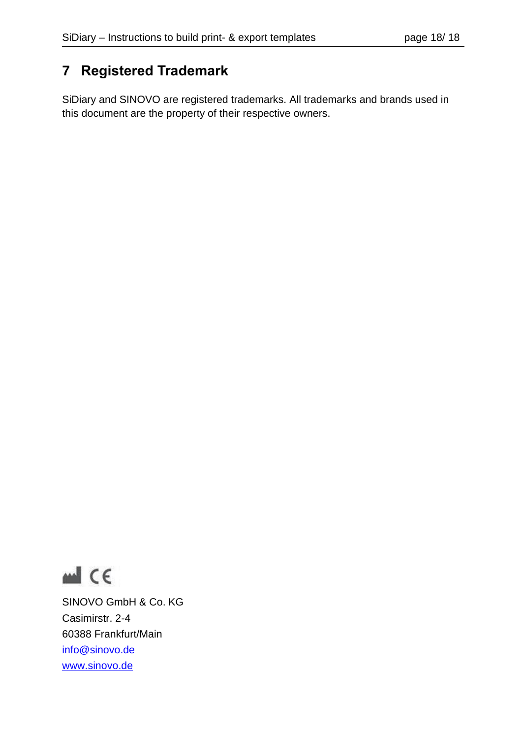# 7 Registered Trademark

SiDiary and SINOVO are registered trademarks. All trademarks and brands used in this document are the property of their respective owners.

SINOVO GmbH & Co. KG
Casimirstr. 2-4
60388 Frankfurt/Main
info@sinovo.de
www.sinovo.de